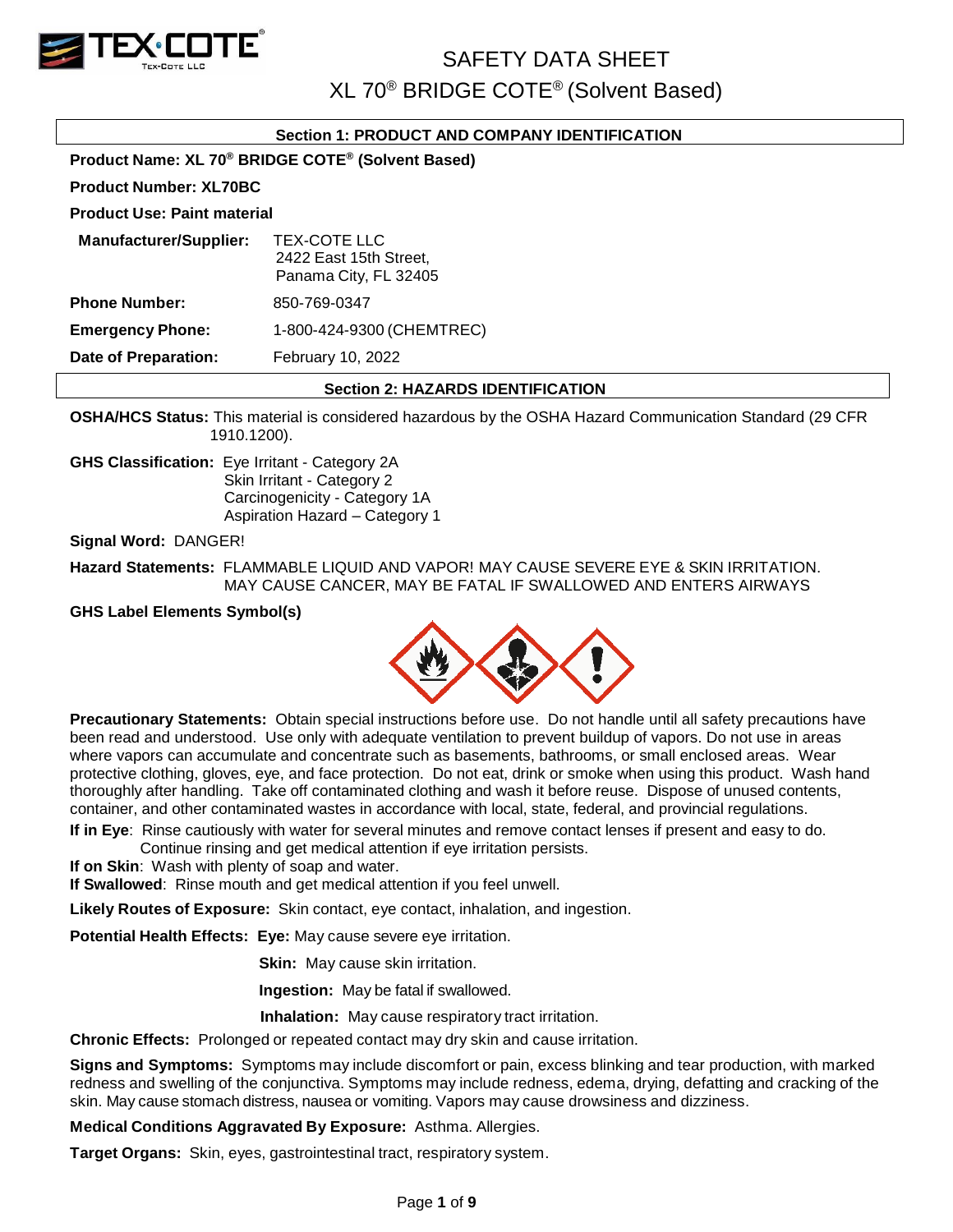# SAFETY DATA SHEET

## XL 70® BRIDGE COTE® (Solvent Based)

### Section 1: PRODUCT AND COMPANY IDENTIFICATION

**Product Name: XL 70® BRIDGE COTE® (Solvent Based)**

**Product Number: XL70BC**

**Product Use: Paint material**

**Manufacturer/Supplier:** TEX-COTE LLC
2422 East 15th Street,
Panama City, FL 32405

**Phone Number:** 850-769-0347

**Emergency Phone:** 1-800-424-9300 (CHEMTREC)

**Date of Preparation:** February 10, 2022

### Section 2: HAZARDS IDENTIFICATION

**OSHA/HCS Status:** This material is considered hazardous by the OSHA Hazard Communication Standard (29 CFR 1910.1200).

**GHS Classification:** Eye Irritant - Category 2A
Skin Irritant - Category 2
Carcinogenicity - Category 1A
Aspiration Hazard – Category 1

**Signal Word:** DANGER!

**Hazard Statements:** FLAMMABLE LIQUID AND VAPOR! MAY CAUSE SEVERE EYE & SKIN IRRITATION. MAY CAUSE CANCER, MAY BE FATAL IF SWALLOWED AND ENTERS AIRWAYS

**GHS Label Elements Symbol(s)**

**Precautionary Statements:** Obtain special instructions before use. Do not handle until all safety precautions have been read and understood. Use only with adequate ventilation to prevent buildup of vapors. Do not use in areas where vapors can accumulate and concentrate such as basements, bathrooms, or small enclosed areas. Wear protective clothing, gloves, eye, and face protection. Do not eat, drink or smoke when using this product. Wash hand thoroughly after handling. Take off contaminated clothing and wash it before reuse. Dispose of unused contents, container, and other contaminated wastes in accordance with local, state, federal, and provincial regulations.

**If in Eye**: Rinse cautiously with water for several minutes and remove contact lenses if present and easy to do. Continue rinsing and get medical attention if eye irritation persists.
**If on Skin**: Wash with plenty of soap and water.
**If Swallowed**: Rinse mouth and get medical attention if you feel unwell.

**Likely Routes of Exposure:** Skin contact, eye contact, inhalation, and ingestion.

**Potential Health Effects:** **Eye:** May cause severe eye irritation.

**Skin:** May cause skin irritation.

**Ingestion:** May be fatal if swallowed.

**Inhalation:** May cause respiratory tract irritation.

**Chronic Effects:** Prolonged or repeated contact may dry skin and cause irritation.

**Signs and Symptoms:** Symptoms may include discomfort or pain, excess blinking and tear production, with marked redness and swelling of the conjunctiva. Symptoms may include redness, edema, drying, defatting and cracking of the skin. May cause stomach distress, nausea or vomiting. Vapors may cause drowsiness and dizziness.

**Medical Conditions Aggravated By Exposure:** Asthma. Allergies.

**Target Organs:** Skin, eyes, gastrointestinal tract, respiratory system.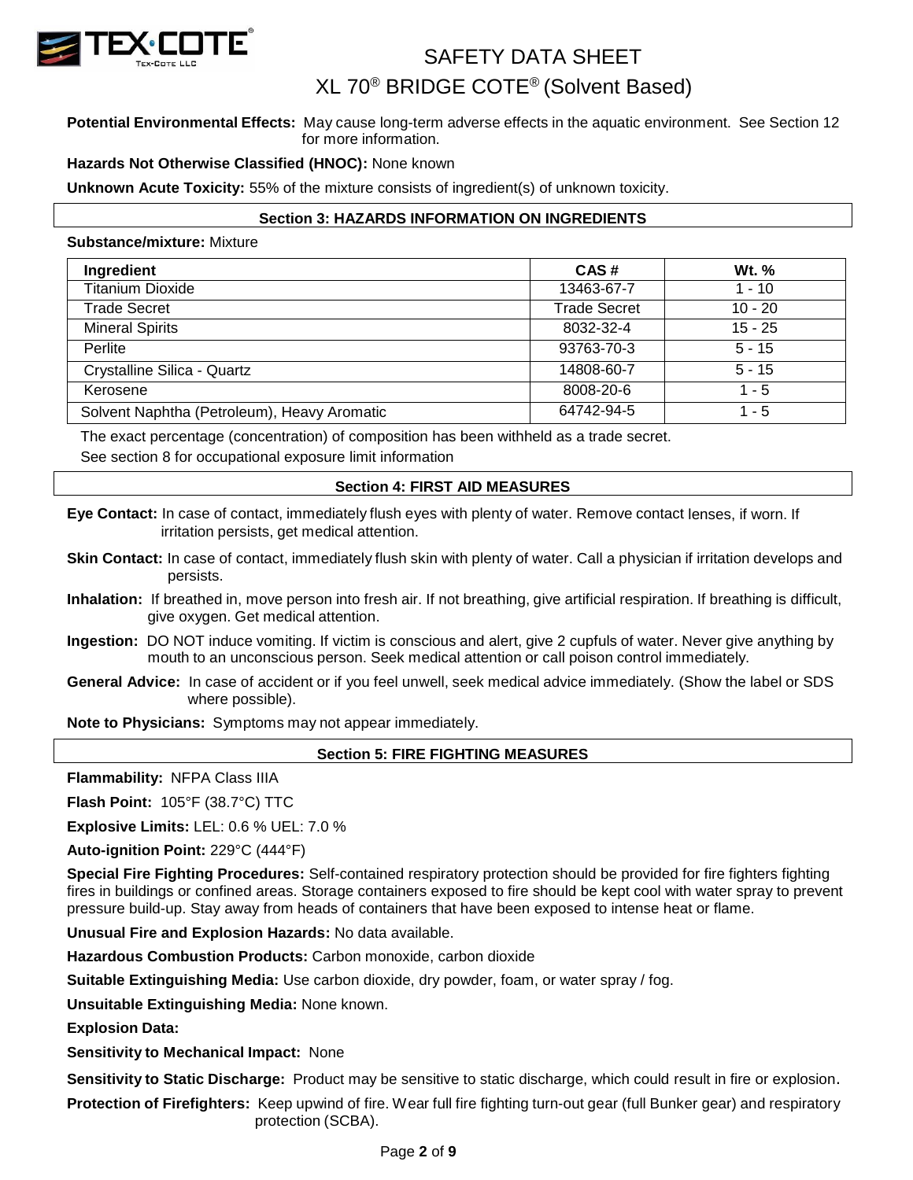**Potential Environmental Effects:** May cause long-term adverse effects in the aquatic environment. See Section 12 for more information.

**Hazards Not Otherwise Classified (HNOC):** None known

**Unknown Acute Toxicity:** 55% of the mixture consists of ingredient(s) of unknown toxicity.

## Section 3: HAZARDS INFORMATION ON INGREDIENTS

**Substance/mixture:** Mixture

| Ingredient | CAS # | Wt. % |
|---|---|---|
| Titanium Dioxide | 13463-67-7 | 1 - 10 |
| Trade Secret | Trade Secret | 10 - 20 |
| Mineral Spirits | 8032-32-4 | 15 - 25 |
| Perlite | 93763-70-3 | 5 - 15 |
| Crystalline Silica - Quartz | 14808-60-7 | 5 - 15 |
| Kerosene | 8008-20-6 | 1 - 5 |
| Solvent Naphtha (Petroleum), Heavy Aromatic | 64742-94-5 | 1 - 5 |

The exact percentage (concentration) of composition has been withheld as a trade secret.

See section 8 for occupational exposure limit information

## Section 4: FIRST AID MEASURES

**Eye Contact:** In case of contact, immediately flush eyes with plenty of water. Remove contact lenses, if worn. If irritation persists, get medical attention.

**Skin Contact:** In case of contact, immediately flush skin with plenty of water. Call a physician if irritation develops and persists.

**Inhalation:** If breathed in, move person into fresh air. If not breathing, give artificial respiration. If breathing is difficult, give oxygen. Get medical attention.

**Ingestion:** DO NOT induce vomiting. If victim is conscious and alert, give 2 cupfuls of water. Never give anything by mouth to an unconscious person. Seek medical attention or call poison control immediately.

**General Advice:** In case of accident or if you feel unwell, seek medical advice immediately. (Show the label or SDS where possible).

**Note to Physicians:** Symptoms may not appear immediately.

## Section 5: FIRE FIGHTING MEASURES

**Flammability:** NFPA Class IIIA

**Flash Point:** 105°F (38.7°C) TTC

**Explosive Limits:** LEL: 0.6 % UEL: 7.0 %

**Auto-ignition Point:** 229°C (444°F)

**Special Fire Fighting Procedures:** Self-contained respiratory protection should be provided for fire fighters fighting fires in buildings or confined areas. Storage containers exposed to fire should be kept cool with water spray to prevent pressure build-up. Stay away from heads of containers that have been exposed to intense heat or flame.

**Unusual Fire and Explosion Hazards:** No data available.

**Hazardous Combustion Products:** Carbon monoxide, carbon dioxide

**Suitable Extinguishing Media:** Use carbon dioxide, dry powder, foam, or water spray / fog.

**Unsuitable Extinguishing Media:** None known.

**Explosion Data:**

**Sensitivity to Mechanical Impact:** None

**Sensitivity to Static Discharge:** Product may be sensitive to static discharge, which could result in fire or explosion.

**Protection of Firefighters:** Keep upwind of fire. Wear full fire fighting turn-out gear (full Bunker gear) and respiratory protection (SCBA).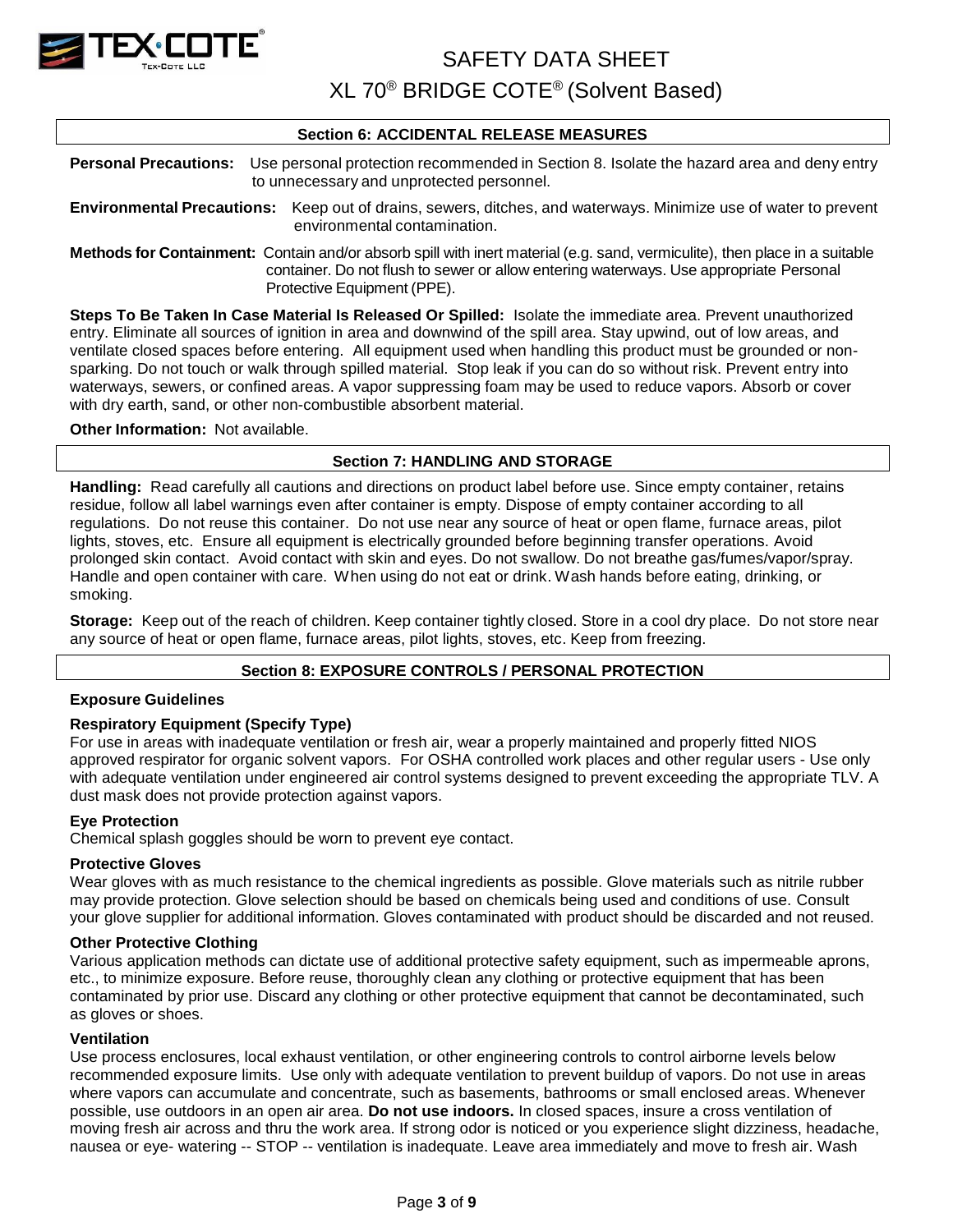## Section 6: ACCIDENTAL RELEASE MEASURES

**Personal Precautions:** Use personal protection recommended in Section 8. Isolate the hazard area and deny entry to unnecessary and unprotected personnel.

**Environmental Precautions:** Keep out of drains, sewers, ditches, and waterways. Minimize use of water to prevent environmental contamination.

**Methods for Containment:** Contain and/or absorb spill with inert material (e.g. sand, vermiculite), then place in a suitable container. Do not flush to sewer or allow entering waterways. Use appropriate Personal Protective Equipment (PPE).

**Steps To Be Taken In Case Material Is Released Or Spilled:** Isolate the immediate area. Prevent unauthorized entry. Eliminate all sources of ignition in area and downwind of the spill area. Stay upwind, out of low areas, and ventilate closed spaces before entering. All equipment used when handling this product must be grounded or non-sparking. Do not touch or walk through spilled material. Stop leak if you can do so without risk. Prevent entry into waterways, sewers, or confined areas. A vapor suppressing foam may be used to reduce vapors. Absorb or cover with dry earth, sand, or other non-combustible absorbent material.

**Other Information:** Not available.

## Section 7: HANDLING AND STORAGE

**Handling:** Read carefully all cautions and directions on product label before use. Since empty container, retains residue, follow all label warnings even after container is empty. Dispose of empty container according to all regulations. Do not reuse this container. Do not use near any source of heat or open flame, furnace areas, pilot lights, stoves, etc. Ensure all equipment is electrically grounded before beginning transfer operations. Avoid prolonged skin contact. Avoid contact with skin and eyes. Do not swallow. Do not breathe gas/fumes/vapor/spray. Handle and open container with care. When using do not eat or drink. Wash hands before eating, drinking, or smoking.

**Storage:** Keep out of the reach of children. Keep container tightly closed. Store in a cool dry place. Do not store near any source of heat or open flame, furnace areas, pilot lights, stoves, etc. Keep from freezing.

## Section 8: EXPOSURE CONTROLS / PERSONAL PROTECTION

### Exposure Guidelines

#### Respiratory Equipment (Specify Type)

For use in areas with inadequate ventilation or fresh air, wear a properly maintained and properly fitted NIOS approved respirator for organic solvent vapors. For OSHA controlled work places and other regular users - Use only with adequate ventilation under engineered air control systems designed to prevent exceeding the appropriate TLV. A dust mask does not provide protection against vapors.

#### Eye Protection

Chemical splash goggles should be worn to prevent eye contact.

#### Protective Gloves

Wear gloves with as much resistance to the chemical ingredients as possible. Glove materials such as nitrile rubber may provide protection. Glove selection should be based on chemicals being used and conditions of use. Consult your glove supplier for additional information. Gloves contaminated with product should be discarded and not reused.

#### Other Protective Clothing

Various application methods can dictate use of additional protective safety equipment, such as impermeable aprons, etc., to minimize exposure. Before reuse, thoroughly clean any clothing or protective equipment that has been contaminated by prior use. Discard any clothing or other protective equipment that cannot be decontaminated, such as gloves or shoes.

#### Ventilation

Use process enclosures, local exhaust ventilation, or other engineering controls to control airborne levels below recommended exposure limits. Use only with adequate ventilation to prevent buildup of vapors. Do not use in areas where vapors can accumulate and concentrate, such as basements, bathrooms or small enclosed areas. Whenever possible, use outdoors in an open air area. **Do not use indoors.** In closed spaces, insure a cross ventilation of moving fresh air across and thru the work area. If strong odor is noticed or you experience slight dizziness, headache, nausea or eye- watering -- STOP -- ventilation is inadequate. Leave area immediately and move to fresh air. Wash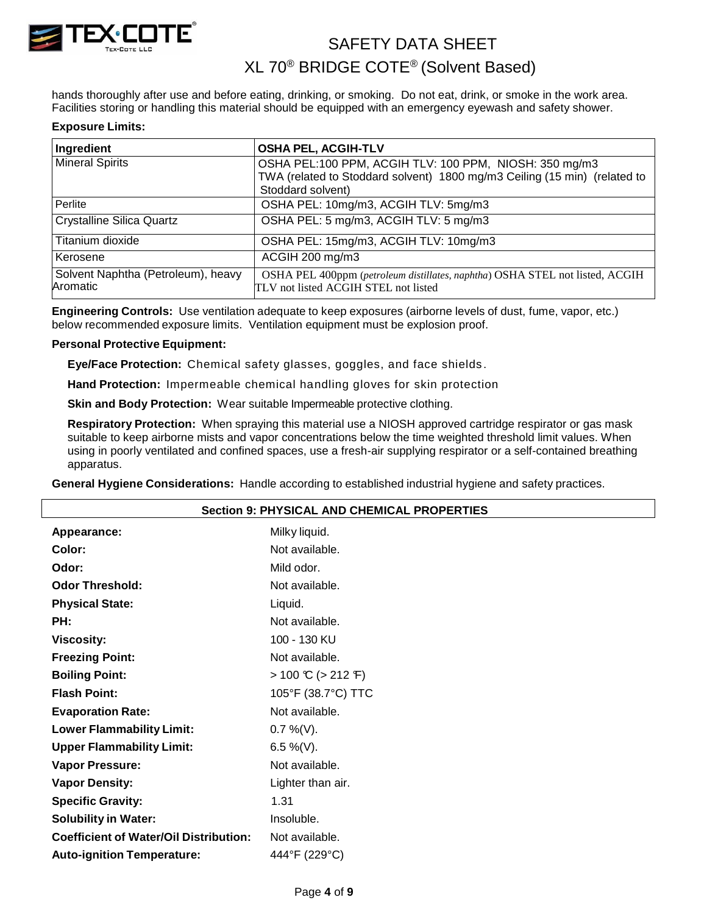hands thoroughly after use and before eating, drinking, or smoking. Do not eat, drink, or smoke in the work area. Facilities storing or handling this material should be equipped with an emergency eyewash and safety shower.

**Exposure Limits:**

| Ingredient | OSHA PEL, ACGIH-TLV |
|---|---|
| Mineral Spirits | OSHA PEL:100 PPM, ACGIH TLV: 100 PPM, NIOSH: 350 mg/m3 TWA (related to Stoddard solvent) 1800 mg/m3 Ceiling (15 min) (related to Stoddard solvent) |
| Perlite | OSHA PEL: 10mg/m3, ACGIH TLV: 5mg/m3 |
| Crystalline Silica Quartz | OSHA PEL: 5 mg/m3, ACGIH TLV: 5 mg/m3 |
| Titanium dioxide | OSHA PEL: 15mg/m3, ACGIH TLV: 10mg/m3 |
| Kerosene | ACGIH 200 mg/m3 |
| Solvent Naphtha (Petroleum), heavy Aromatic | OSHA PEL 400ppm (*petroleum distillates, naphtha*) OSHA STEL not listed, ACGIH TLV not listed ACGIH STEL not listed |

**Engineering Controls:** Use ventilation adequate to keep exposures (airborne levels of dust, fume, vapor, etc.) below recommended exposure limits. Ventilation equipment must be explosion proof.

**Personal Protective Equipment:**

**Eye/Face Protection:** Chemical safety glasses, goggles, and face shields.

**Hand Protection:** Impermeable chemical handling gloves for skin protection

**Skin and Body Protection:** Wear suitable Impermeable protective clothing.

**Respiratory Protection:** When spraying this material use a NIOSH approved cartridge respirator or gas mask suitable to keep airborne mists and vapor concentrations below the time weighted threshold limit values. When using in poorly ventilated and confined spaces, use a fresh-air supplying respirator or a self-contained breathing apparatus.

**General Hygiene Considerations:** Handle according to established industrial hygiene and safety practices.

## Section 9: PHYSICAL AND CHEMICAL PROPERTIES

| | |
|---|---|
| **Appearance:** | Milky liquid. |
| **Color:** | Not available. |
| **Odor:** | Mild odor. |
| **Odor Threshold:** | Not available. |
| **Physical State:** | Liquid. |
| **PH:** | Not available. |
| **Viscosity:** | 100 - 130 KU |
| **Freezing Point:** | Not available. |
| **Boiling Point:** | > 100 ℃ (> 212 ℉) |
| **Flash Point:** | 105°F (38.7°C) TTC |
| **Evaporation Rate:** | Not available. |
| **Lower Flammability Limit:** | 0.7 %(V). |
| **Upper Flammability Limit:** | 6.5 %(V). |
| **Vapor Pressure:** | Not available. |
| **Vapor Density:** | Lighter than air. |
| **Specific Gravity:** | 1.31 |
| **Solubility in Water:** | Insoluble. |
| **Coefficient of Water/Oil Distribution:** | Not available. |
| **Auto-ignition Temperature:** | 444°F (229°C) |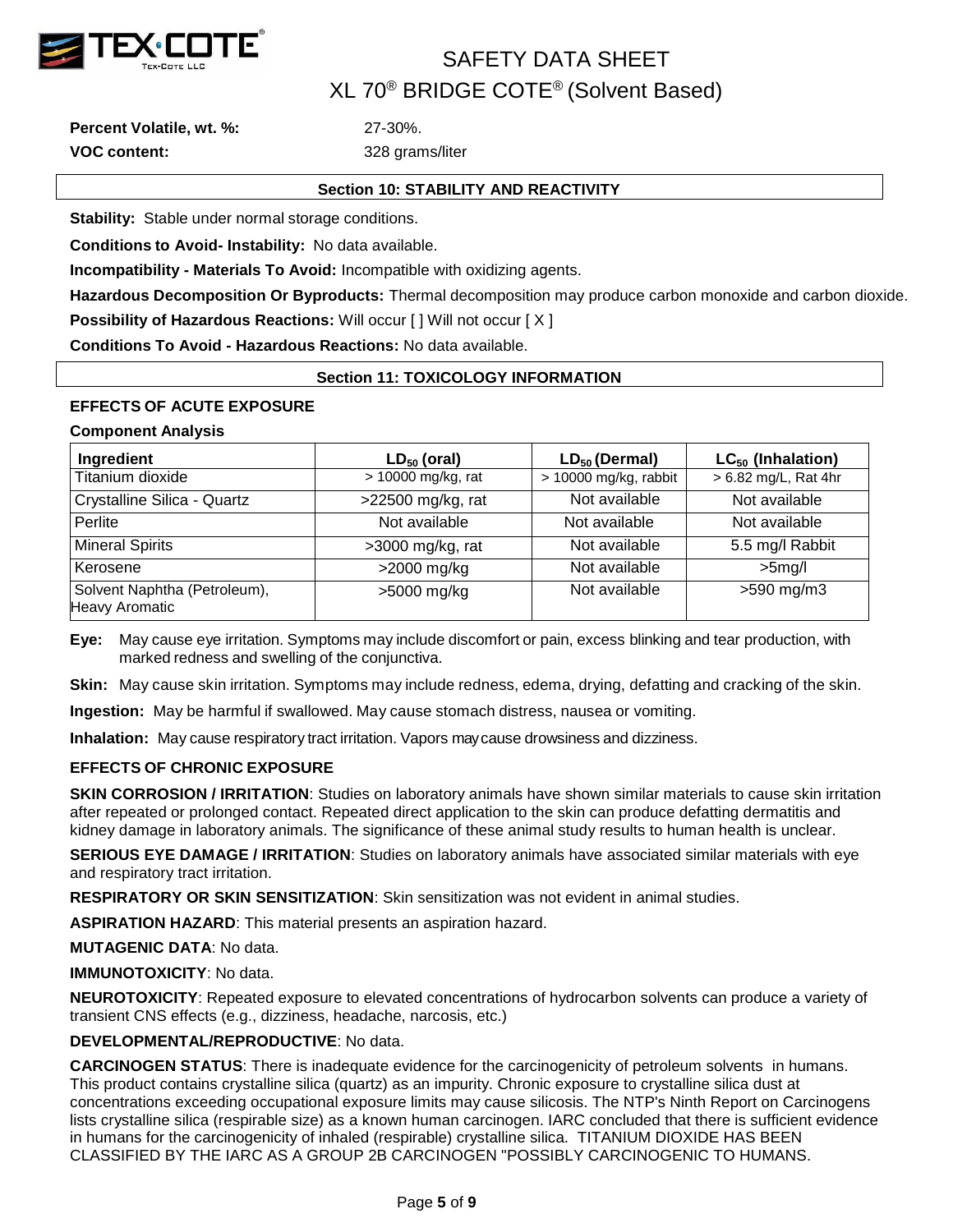**Percent Volatile, wt. %:** 27-30%.

**VOC content:** 328 grams/liter

## Section 10: STABILITY AND REACTIVITY

**Stability:** Stable under normal storage conditions.

**Conditions to Avoid- Instability:** No data available.

**Incompatibility - Materials To Avoid:** Incompatible with oxidizing agents.

**Hazardous Decomposition Or Byproducts:** Thermal decomposition may produce carbon monoxide and carbon dioxide.

**Possibility of Hazardous Reactions:** Will occur [ ] Will not occur [ X ]

**Conditions To Avoid - Hazardous Reactions:** No data available.

## Section 11: TOXICOLOGY INFORMATION

### EFFECTS OF ACUTE EXPOSURE

**Component Analysis**

| Ingredient | $LD_{50}$ (oral) | $LD_{50}$ (Dermal) | $LC_{50}$ (Inhalation) |
|---|---|---|---|
| Titanium dioxide | > 10000 mg/kg, rat | > 10000 mg/kg, rabbit | > 6.82 mg/L, Rat 4hr |
| Crystalline Silica - Quartz | >22500 mg/kg, rat | Not available | Not available |
| Perlite | Not available | Not available | Not available |
| Mineral Spirits | >3000 mg/kg, rat | Not available | 5.5 mg/l Rabbit |
| Kerosene | >2000 mg/kg | Not available | >5mg/l |
| Solvent Naphtha (Petroleum), Heavy Aromatic | >5000 mg/kg | Not available | >590 mg/m3 |

**Eye:** May cause eye irritation. Symptoms may include discomfort or pain, excess blinking and tear production, with marked redness and swelling of the conjunctiva.

**Skin:** May cause skin irritation. Symptoms may include redness, edema, drying, defatting and cracking of the skin.

**Ingestion:** May be harmful if swallowed. May cause stomach distress, nausea or vomiting.

**Inhalation:** May cause respiratory tract irritation. Vapors may cause drowsiness and dizziness.

### EFFECTS OF CHRONIC EXPOSURE

**SKIN CORROSION / IRRITATION**: Studies on laboratory animals have shown similar materials to cause skin irritation after repeated or prolonged contact. Repeated direct application to the skin can produce defatting dermatitis and kidney damage in laboratory animals. The significance of these animal study results to human health is unclear.

**SERIOUS EYE DAMAGE / IRRITATION**: Studies on laboratory animals have associated similar materials with eye and respiratory tract irritation.

**RESPIRATORY OR SKIN SENSITIZATION**: Skin sensitization was not evident in animal studies.

**ASPIRATION HAZARD**: This material presents an aspiration hazard.

**MUTAGENIC DATA**: No data.

**IMMUNOTOXICITY**: No data.

**NEUROTOXICITY**: Repeated exposure to elevated concentrations of hydrocarbon solvents can produce a variety of transient CNS effects (e.g., dizziness, headache, narcosis, etc.)

**DEVELOPMENTAL/REPRODUCTIVE**: No data.

**CARCINOGEN STATUS**: There is inadequate evidence for the carcinogenicity of petroleum solvents in humans. This product contains crystalline silica (quartz) as an impurity. Chronic exposure to crystalline silica dust at concentrations exceeding occupational exposure limits may cause silicosis. The NTP's Ninth Report on Carcinogens lists crystalline silica (respirable size) as a known human carcinogen. IARC concluded that there is sufficient evidence in humans for the carcinogenicity of inhaled (respirable) crystalline silica. TITANIUM DIOXIDE HAS BEEN CLASSIFIED BY THE IARC AS A GROUP 2B CARCINOGEN "POSSIBLY CARCINOGENIC TO HUMANS.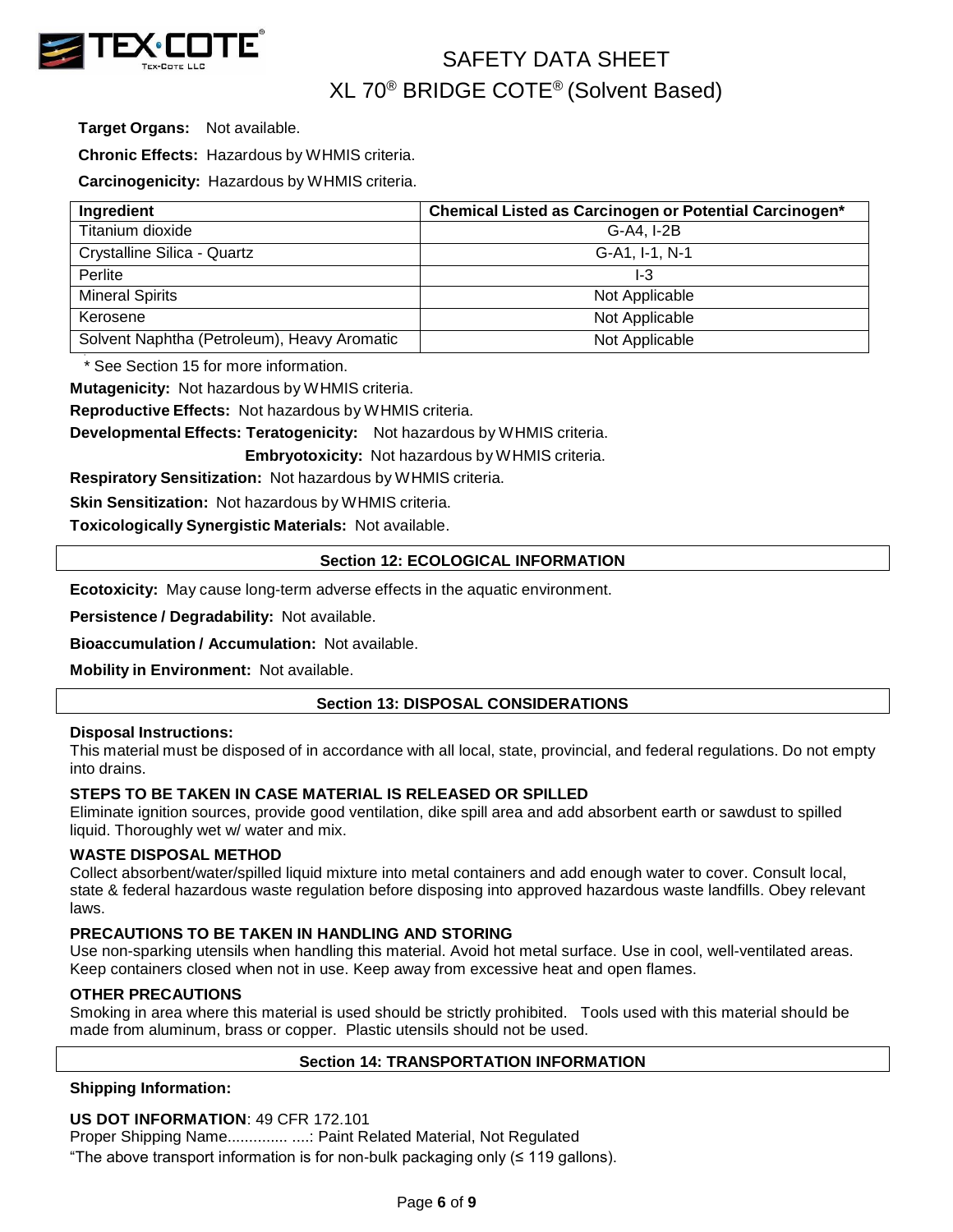**Target Organs:** Not available.

**Chronic Effects:** Hazardous by WHMIS criteria.

**Carcinogenicity:** Hazardous by WHMIS criteria.

| Ingredient | Chemical Listed as Carcinogen or Potential Carcinogen* |
|---|---|
| Titanium dioxide | G-A4, I-2B |
| Crystalline Silica - Quartz | G-A1, I-1, N-1 |
| Perlite | I-3 |
| Mineral Spirits | Not Applicable |
| Kerosene | Not Applicable |
| Solvent Naphtha (Petroleum), Heavy Aromatic | Not Applicable |

\* See Section 15 for more information.

**Mutagenicity:** Not hazardous by WHMIS criteria.

**Reproductive Effects:** Not hazardous by WHMIS criteria.

**Developmental Effects: Teratogenicity:** Not hazardous by WHMIS criteria.

**Embryotoxicity:** Not hazardous by WHMIS criteria.

**Respiratory Sensitization:** Not hazardous by WHMIS criteria.

**Skin Sensitization:** Not hazardous by WHMIS criteria.

**Toxicologically Synergistic Materials:** Not available.

## Section 12: ECOLOGICAL INFORMATION

**Ecotoxicity:** May cause long-term adverse effects in the aquatic environment.

**Persistence / Degradability:** Not available.

**Bioaccumulation / Accumulation:** Not available.

**Mobility in Environment:** Not available.

## Section 13: DISPOSAL CONSIDERATIONS

**Disposal Instructions:**

This material must be disposed of in accordance with all local, state, provincial, and federal regulations. Do not empty into drains.

**STEPS TO BE TAKEN IN CASE MATERIAL IS RELEASED OR SPILLED**

Eliminate ignition sources, provide good ventilation, dike spill area and add absorbent earth or sawdust to spilled liquid. Thoroughly wet w/ water and mix.

**WASTE DISPOSAL METHOD**

Collect absorbent/water/spilled liquid mixture into metal containers and add enough water to cover. Consult local, state & federal hazardous waste regulation before disposing into approved hazardous waste landfills. Obey relevant laws.

**PRECAUTIONS TO BE TAKEN IN HANDLING AND STORING**

Use non-sparking utensils when handling this material. Avoid hot metal surface. Use in cool, well-ventilated areas. Keep containers closed when not in use. Keep away from excessive heat and open flames.

**OTHER PRECAUTIONS**

Smoking in area where this material is used should be strictly prohibited. Tools used with this material should be made from aluminum, brass or copper. Plastic utensils should not be used.

## Section 14: TRANSPORTATION INFORMATION

**Shipping Information:**

**US DOT INFORMATION**: 49 CFR 172.101

Proper Shipping Name.............. ....: Paint Related Material, Not Regulated

"The above transport information is for non-bulk packaging only (≤ 119 gallons).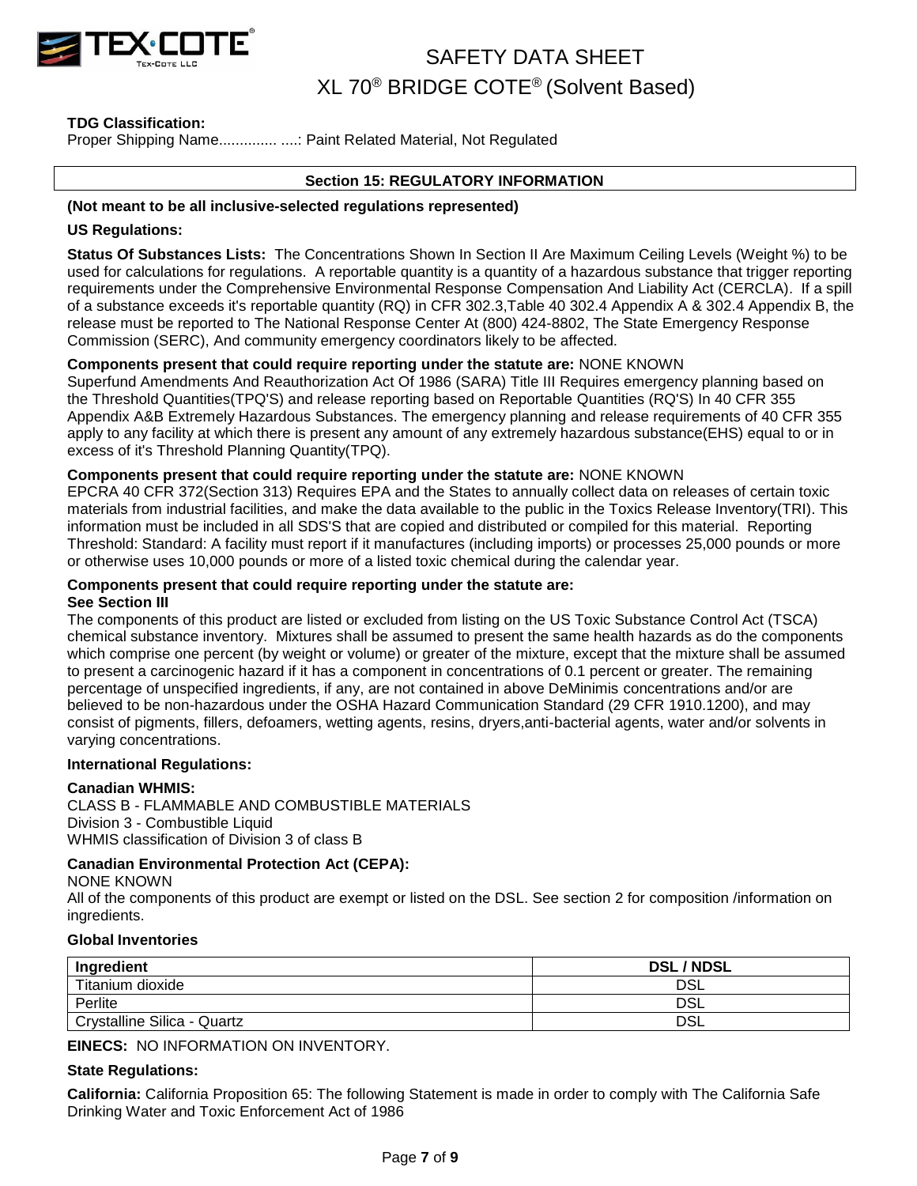**TDG Classification:**
Proper Shipping Name.............. ....: Paint Related Material, Not Regulated

## Section 15: REGULATORY INFORMATION

**(Not meant to be all inclusive-selected regulations represented)**

**US Regulations:**

**Status Of Substances Lists:** The Concentrations Shown In Section II Are Maximum Ceiling Levels (Weight %) to be used for calculations for regulations. A reportable quantity is a quantity of a hazardous substance that trigger reporting requirements under the Comprehensive Environmental Response Compensation And Liability Act (CERCLA). If a spill of a substance exceeds it's reportable quantity (RQ) in CFR 302.3,Table 40 302.4 Appendix A & 302.4 Appendix B, the release must be reported to The National Response Center At (800) 424-8802, The State Emergency Response Commission (SERC), And community emergency coordinators likely to be affected.

**Components present that could require reporting under the statute are:** NONE KNOWN
Superfund Amendments And Reauthorization Act Of 1986 (SARA) Title III Requires emergency planning based on the Threshold Quantities(TPQ'S) and release reporting based on Reportable Quantities (RQ'S) In 40 CFR 355 Appendix A&B Extremely Hazardous Substances. The emergency planning and release requirements of 40 CFR 355 apply to any facility at which there is present any amount of any extremely hazardous substance(EHS) equal to or in excess of it's Threshold Planning Quantity(TPQ).

**Components present that could require reporting under the statute are:** NONE KNOWN
EPCRA 40 CFR 372(Section 313) Requires EPA and the States to annually collect data on releases of certain toxic materials from industrial facilities, and make the data available to the public in the Toxics Release Inventory(TRI). This information must be included in all SDS'S that are copied and distributed or compiled for this material. Reporting Threshold: Standard: A facility must report if it manufactures (including imports) or processes 25,000 pounds or more or otherwise uses 10,000 pounds or more of a listed toxic chemical during the calendar year.

**Components present that could require reporting under the statute are:**
**See Section III**
The components of this product are listed or excluded from listing on the US Toxic Substance Control Act (TSCA) chemical substance inventory. Mixtures shall be assumed to present the same health hazards as do the components which comprise one percent (by weight or volume) or greater of the mixture, except that the mixture shall be assumed to present a carcinogenic hazard if it has a component in concentrations of 0.1 percent or greater. The remaining percentage of unspecified ingredients, if any, are not contained in above DeMinimis concentrations and/or are believed to be non-hazardous under the OSHA Hazard Communication Standard (29 CFR 1910.1200), and may consist of pigments, fillers, defoamers, wetting agents, resins, dryers,anti-bacterial agents, water and/or solvents in varying concentrations.

**International Regulations:**

**Canadian WHMIS:**
CLASS B - FLAMMABLE AND COMBUSTIBLE MATERIALS
Division 3 - Combustible Liquid
WHMIS classification of Division 3 of class B

**Canadian Environmental Protection Act (CEPA):**
NONE KNOWN
All of the components of this product are exempt or listed on the DSL. See section 2 for composition /information on ingredients.

**Global Inventories**

| Ingredient | DSL / NDSL |
|---|---|
| Titanium dioxide | DSL |
| Perlite | DSL |
| Crystalline Silica - Quartz | DSL |

**EINECS:** NO INFORMATION ON INVENTORY.

**State Regulations:**

**California:** California Proposition 65: The following Statement is made in order to comply with The California Safe Drinking Water and Toxic Enforcement Act of 1986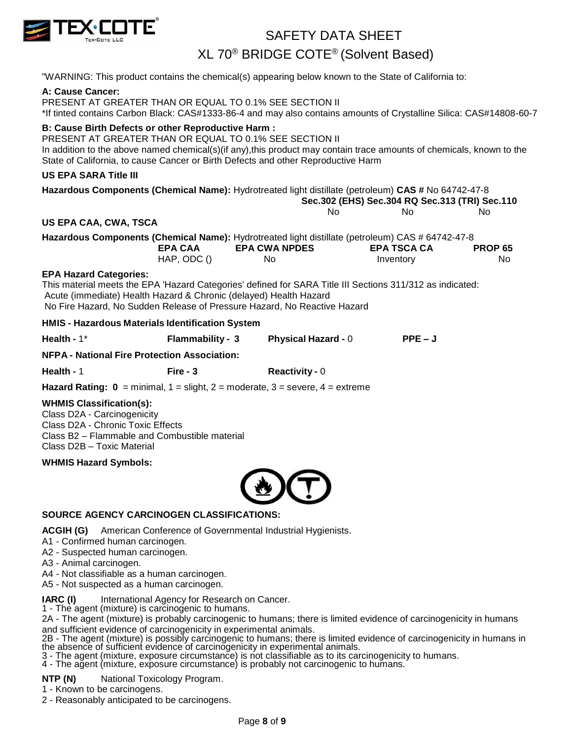"WARNING: This product contains the chemical(s) appearing below known to the State of California to:

**A: Cause Cancer:**
PRESENT AT GREATER THAN OR EQUAL TO 0.1% SEE SECTION II
*If tinted contains Carbon Black: CAS#1333-86-4 and may also contains amounts of Crystalline Silica: CAS#14808-60-7

**B: Cause Birth Defects or other Reproductive Harm :**
PRESENT AT GREATER THAN OR EQUAL TO 0.1% SEE SECTION II
In addition to the above named chemical(s)(if any),this product may contain trace amounts of chemicals, known to the State of California, to cause Cancer or Birth Defects and other Reproductive Harm

**US EPA SARA Title III**

**Hazardous Components (Chemical Name):** Hydrotreated light distillate (petroleum) **CAS #** No 64742-47-8

| Sec.302 (EHS) | Sec.304 RQ | Sec.313 (TRI) | Sec.110 |
|---|---|---|---|
| No | No | | No |

**US EPA CAA, CWA, TSCA**

**Hazardous Components (Chemical Name):** Hydrotreated light distillate (petroleum) CAS # 64742-47-8

| EPA CAA | EPA CWA NPDES | EPA TSCA CA | PROP 65 |
|---|---|---|---|
| HAP, ODC () | No | Inventory | No |

**EPA Hazard Categories:**
This material meets the EPA 'Hazard Categories' defined for SARA Title III Sections 311/312 as indicated:
Acute (immediate) Health Hazard & Chronic (delayed) Health Hazard
No Fire Hazard, No Sudden Release of Pressure Hazard, No Reactive Hazard

**HMIS - Hazardous Materials Identification System**

**Health -** 1* **Flammability - 3** **Physical Hazard -** 0 **PPE – J**

**NFPA - National Fire Protection Association:**

**Health -** 1 **Fire - 3** **Reactivity -** 0

**Hazard Rating: 0** = minimal, 1 = slight, 2 = moderate, 3 = severe, 4 = extreme

**WHMIS Classification(s):**
Class D2A - Carcinogenicity
Class D2A - Chronic Toxic Effects
Class B2 – Flammable and Combustible material
Class D2B – Toxic Material

**WHMIS Hazard Symbols:**

**SOURCE AGENCY CARCINOGEN CLASSIFICATIONS:**

**ACGIH (G)** American Conference of Governmental Industrial Hygienists.
A1 - Confirmed human carcinogen.
A2 - Suspected human carcinogen.
A3 - Animal carcinogen.
A4 - Not classifiable as a human carcinogen.
A5 - Not suspected as a human carcinogen.

**IARC (I)** International Agency for Research on Cancer.
1 - The agent (mixture) is carcinogenic to humans.
2A - The agent (mixture) is probably carcinogenic to humans; there is limited evidence of carcinogenicity in humans and sufficient evidence of carcinogenicity in experimental animals.
2B - The agent (mixture) is possibly carcinogenic to humans; there is limited evidence of carcinogenicity in humans in the absence of sufficient evidence of carcinogenicity in experimental animals.
3 - The agent (mixture, exposure circumstance) is not classifiable as to its carcinogenicity to humans.
4 - The agent (mixture, exposure circumstance) is probably not carcinogenic to humans.

**NTP (N)** National Toxicology Program.
1 - Known to be carcinogens.
2 - Reasonably anticipated to be carcinogens.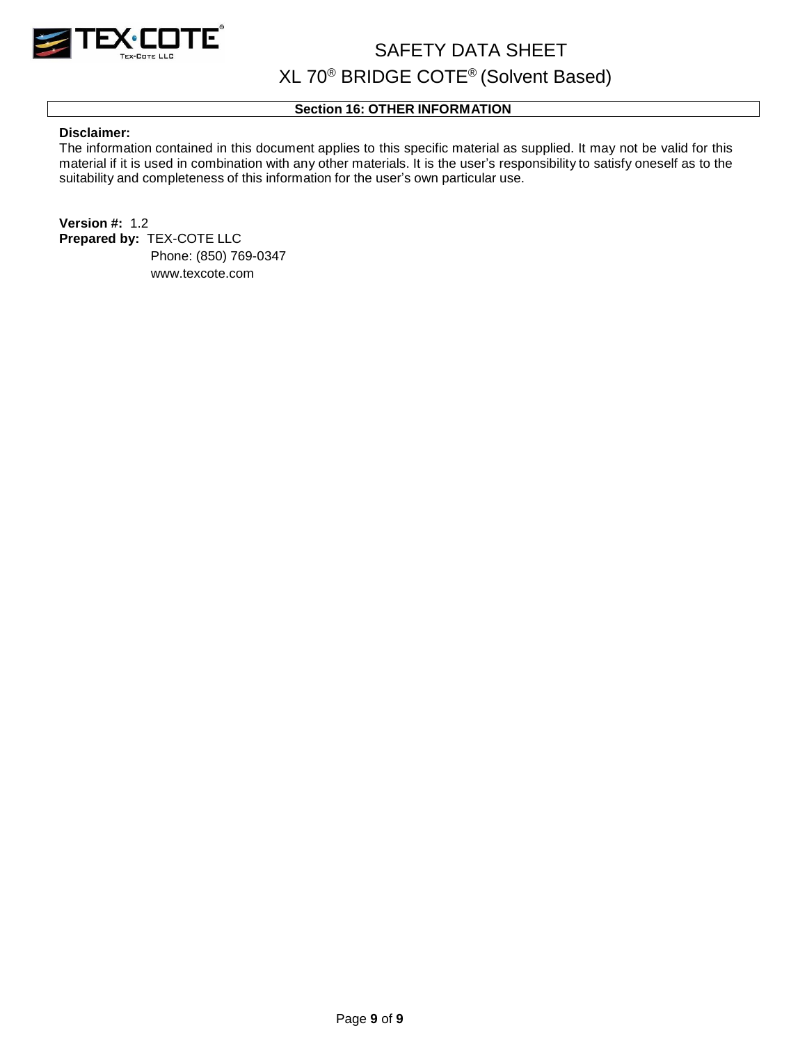## Section 16: OTHER INFORMATION

**Disclaimer:**
The information contained in this document applies to this specific material as supplied. It may not be valid for this material if it is used in combination with any other materials. It is the user's responsibility to satisfy oneself as to the suitability and completeness of this information for the user's own particular use.

**Version #:** 1.2
**Prepared by:** TEX-COTE LLC
Phone: (850) 769-0347
www.texcote.com